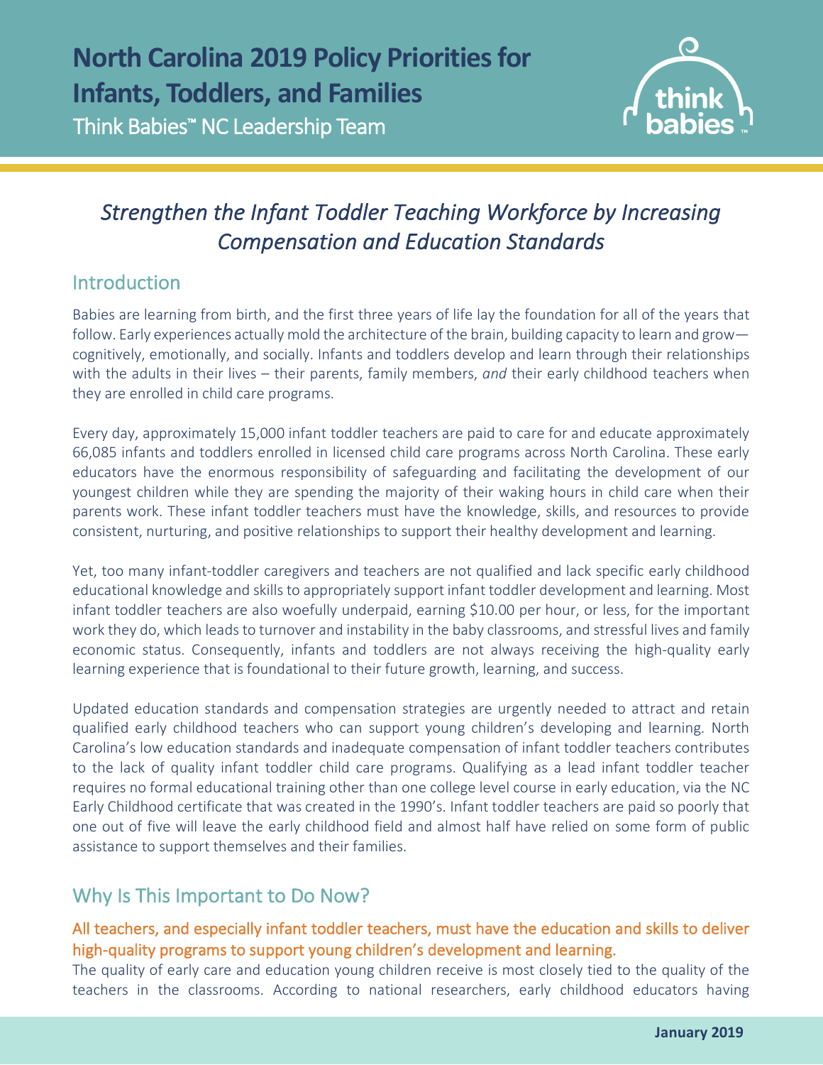# North Carolina 2019 Policy Priorities for Infants, Toddlers, and Families

Think Babies™ NC Leadership Team

## *Strengthen the Infant Toddler Teaching Workforce by Increasing Compensation and Education Standards*

## Introduction

Babies are learning from birth, and the first three years of life lay the foundation for all of the years that follow. Early experiences actually mold the architecture of the brain, building capacity to learn and grow—cognitively, emotionally, and socially. Infants and toddlers develop and learn through their relationships with the adults in their lives – their parents, family members, *and* their early childhood teachers when they are enrolled in child care programs.

Every day, approximately 15,000 infant toddler teachers are paid to care for and educate approximately 66,085 infants and toddlers enrolled in licensed child care programs across North Carolina. These early educators have the enormous responsibility of safeguarding and facilitating the development of our youngest children while they are spending the majority of their waking hours in child care when their parents work. These infant toddler teachers must have the knowledge, skills, and resources to provide consistent, nurturing, and positive relationships to support their healthy development and learning.

Yet, too many infant-toddler caregivers and teachers are not qualified and lack specific early childhood educational knowledge and skills to appropriately support infant toddler development and learning. Most infant toddler teachers are also woefully underpaid, earning $10.00 per hour, or less, for the important work they do, which leads to turnover and instability in the baby classrooms, and stressful lives and family economic status. Consequently, infants and toddlers are not always receiving the high-quality early learning experience that is foundational to their future growth, learning, and success.

Updated education standards and compensation strategies are urgently needed to attract and retain qualified early childhood teachers who can support young children's developing and learning. North Carolina's low education standards and inadequate compensation of infant toddler teachers contributes to the lack of quality infant toddler child care programs. Qualifying as a lead infant toddler teacher requires no formal educational training other than one college level course in early education, via the NC Early Childhood certificate that was created in the 1990's. Infant toddler teachers are paid so poorly that one out of five will leave the early childhood field and almost half have relied on some form of public assistance to support themselves and their families.

## Why Is This Important to Do Now?

### All teachers, and especially infant toddler teachers, must have the education and skills to deliver high-quality programs to support young children's development and learning.

The quality of early care and education young children receive is most closely tied to the quality of the teachers in the classrooms. According to national researchers, early childhood educators having

January 2019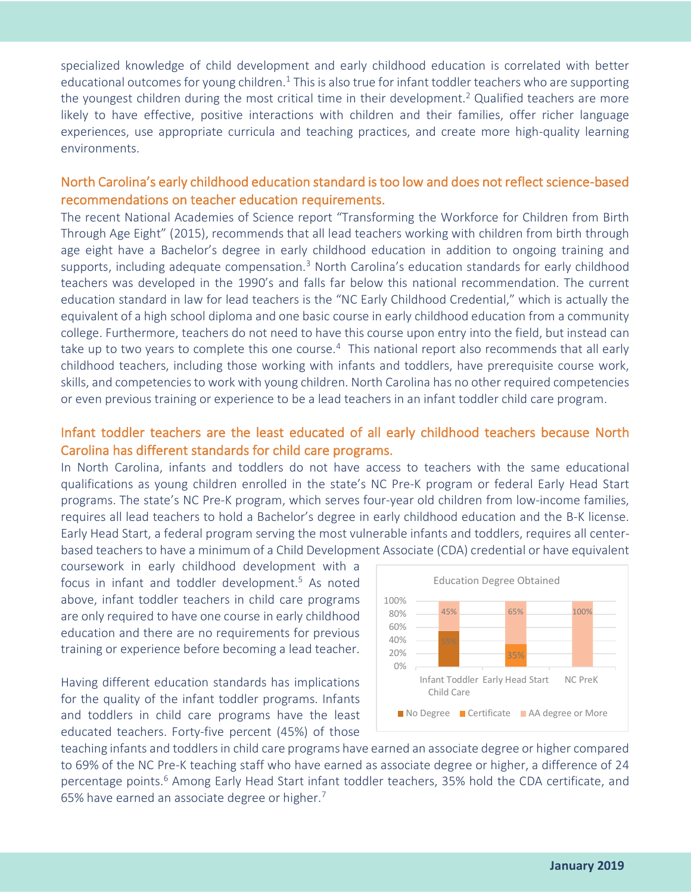specialized knowledge of child development and early childhood education is correlated with better educational outcomes for young children.[1] This is also true for infant toddler teachers who are supporting the youngest children during the most critical time in their development.[2] Qualified teachers are more likely to have effective, positive interactions with children and their families, offer richer language experiences, use appropriate curricula and teaching practices, and create more high-quality learning environments.

## North Carolina's early childhood education standard is too low and does not reflect science-based recommendations on teacher education requirements.

The recent National Academies of Science report "Transforming the Workforce for Children from Birth Through Age Eight" (2015), recommends that all lead teachers working with children from birth through age eight have a Bachelor's degree in early childhood education in addition to ongoing training and supports, including adequate compensation.[3] North Carolina's education standards for early childhood teachers was developed in the 1990's and falls far below this national recommendation. The current education standard in law for lead teachers is the "NC Early Childhood Credential," which is actually the equivalent of a high school diploma and one basic course in early childhood education from a community college. Furthermore, teachers do not need to have this course upon entry into the field, but instead can take up to two years to complete this one course.[4] This national report also recommends that all early childhood teachers, including those working with infants and toddlers, have prerequisite course work, skills, and competencies to work with young children. North Carolina has no other required competencies or even previous training or experience to be a lead teachers in an infant toddler child care program.

## Infant toddler teachers are the least educated of all early childhood teachers because North Carolina has different standards for child care programs.

In North Carolina, infants and toddlers do not have access to teachers with the same educational qualifications as young children enrolled in the state's NC Pre-K program or federal Early Head Start programs. The state's NC Pre-K program, which serves four-year old children from low-income families, requires all lead teachers to hold a Bachelor's degree in early childhood education and the B-K license. Early Head Start, a federal program serving the most vulnerable infants and toddlers, requires all center-based teachers to have a minimum of a Child Development Associate (CDA) credential or have equivalent coursework in early childhood development with a focus in infant and toddler development.[5] As noted above, infant toddler teachers in child care programs are only required to have one course in early childhood education and there are no requirements for previous training or experience before becoming a lead teacher.

Education Degree Obtained

| | No Degree | Certificate | AA degree or More |
|---|---|---|---|
| Infant Toddler Child Care | 55% | | 45% |
| Early Head Start | | 35% | 65% |
| NC PreK | | | 100% |

Having different education standards has implications for the quality of the infant toddler programs. Infants and toddlers in child care programs have the least educated teachers. Forty-five percent (45%) of those teaching infants and toddlers in child care programs have earned an associate degree or higher compared to 69% of the NC Pre-K teaching staff who have earned as associate degree or higher, a difference of 24 percentage points.[6] Among Early Head Start infant toddler teachers, 35% hold the CDA certificate, and 65% have earned an associate degree or higher.[7]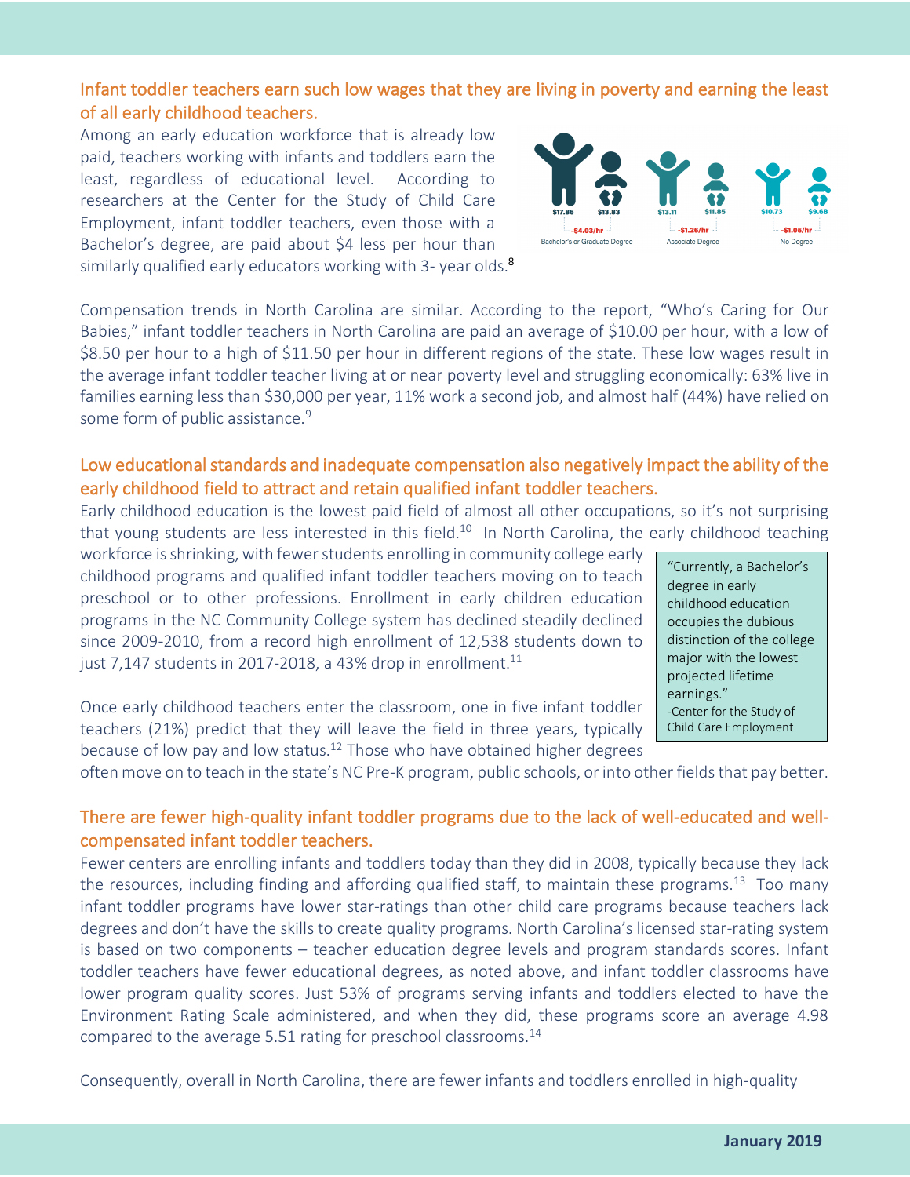## Infant toddler teachers earn such low wages that they are living in poverty and earning the least of all early childhood teachers.

Among an early education workforce that is already low paid, teachers working with infants and toddlers earn the least, regardless of educational level. According to researchers at the Center for the Study of Child Care Employment, infant toddler teachers, even those with a Bachelor's degree, are paid about $4 less per hour than similarly qualified early educators working with 3- year olds.[8]

| | $17.86 | $13.83 | $13.11 | $11.85 | $10.73 | $9.68 |
|---|---|---|---|---|---|---|
| Difference | -$4.03/hr | | -$1.26/hr | | -$1.05/hr | |
| | Bachelor's or Graduate Degree | | Associate Degree | | No Degree | |

Compensation trends in North Carolina are similar. According to the report, "Who's Caring for Our Babies," infant toddler teachers in North Carolina are paid an average of $10.00 per hour, with a low of $8.50 per hour to a high of $11.50 per hour in different regions of the state. These low wages result in the average infant toddler teacher living at or near poverty level and struggling economically: 63% live in families earning less than $30,000 per year, 11% work a second job, and almost half (44%) have relied on some form of public assistance.[9]

## Low educational standards and inadequate compensation also negatively impact the ability of the early childhood field to attract and retain qualified infant toddler teachers.

Early childhood education is the lowest paid field of almost all other occupations, so it's not surprising that young students are less interested in this field.[10] In North Carolina, the early childhood teaching workforce is shrinking, with fewer students enrolling in community college early childhood programs and qualified infant toddler teachers moving on to teach preschool or to other professions. Enrollment in early children education programs in the NC Community College system has declined steadily declined since 2009-2010, from a record high enrollment of 12,538 students down to just 7,147 students in 2017-2018, a 43% drop in enrollment.[11]

> "Currently, a Bachelor's degree in early childhood education occupies the dubious distinction of the college major with the lowest projected lifetime earnings."
> -Center for the Study of Child Care Employment

Once early childhood teachers enter the classroom, one in five infant toddler teachers (21%) predict that they will leave the field in three years, typically because of low pay and low status.[12] Those who have obtained higher degrees often move on to teach in the state's NC Pre-K program, public schools, or into other fields that pay better.

## There are fewer high-quality infant toddler programs due to the lack of well-educated and well-compensated infant toddler teachers.

Fewer centers are enrolling infants and toddlers today than they did in 2008, typically because they lack the resources, including finding and affording qualified staff, to maintain these programs.[13] Too many infant toddler programs have lower star-ratings than other child care programs because teachers lack degrees and don't have the skills to create quality programs. North Carolina's licensed star-rating system is based on two components – teacher education degree levels and program standards scores. Infant toddler teachers have fewer educational degrees, as noted above, and infant toddler classrooms have lower program quality scores. Just 53% of programs serving infants and toddlers elected to have the Environment Rating Scale administered, and when they did, these programs score an average 4.98 compared to the average 5.51 rating for preschool classrooms.[14]

Consequently, overall in North Carolina, there are fewer infants and toddlers enrolled in high-quality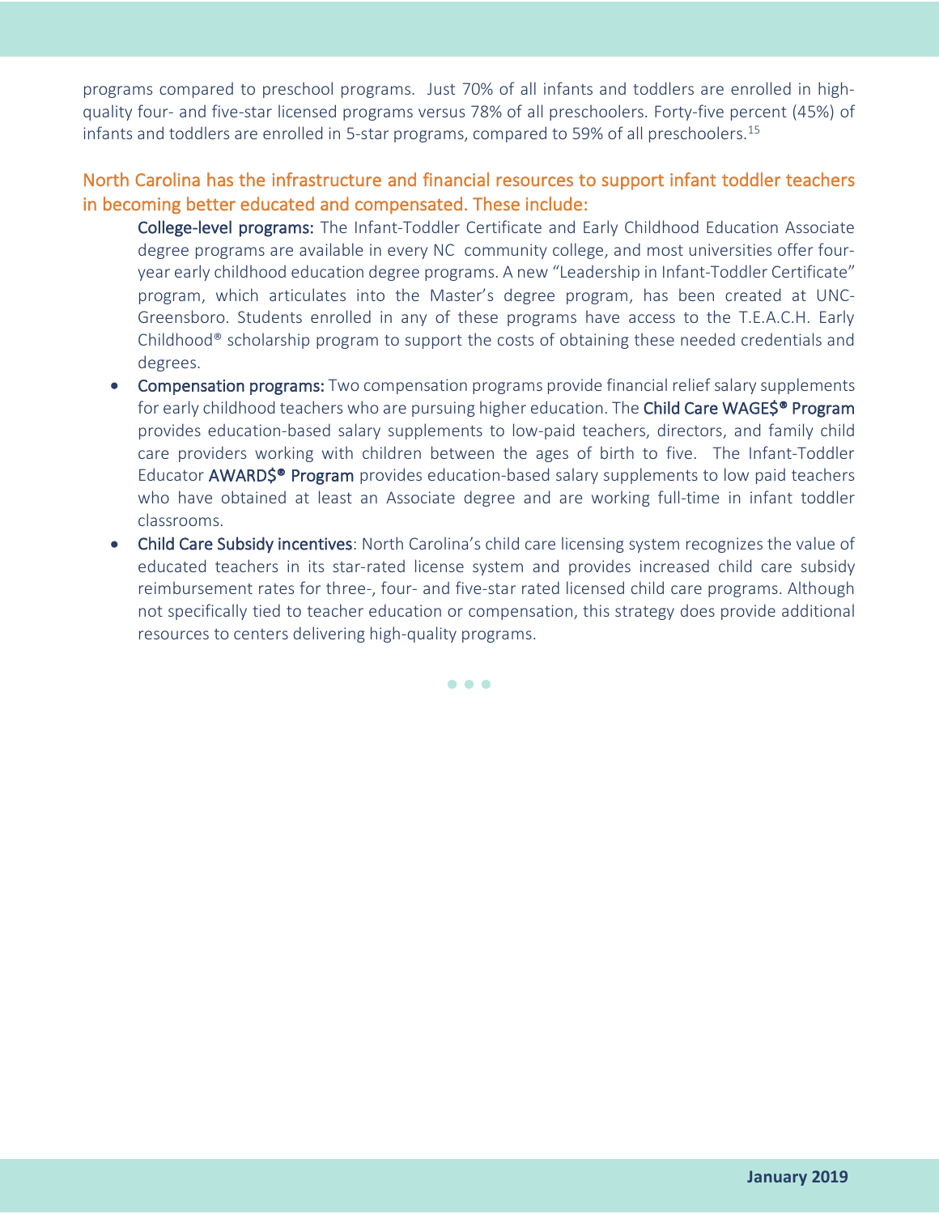programs compared to preschool programs. Just 70% of all infants and toddlers are enrolled in high-quality four- and five-star licensed programs versus 78% of all preschoolers. Forty-five percent (45%) of infants and toddlers are enrolled in 5-star programs, compared to 59% of all preschoolers.[15]

## North Carolina has the infrastructure and financial resources to support infant toddler teachers in becoming better educated and compensated. These include:

**College-level programs:** The Infant-Toddler Certificate and Early Childhood Education Associate degree programs are available in every NC community college, and most universities offer four-year early childhood education degree programs. A new "Leadership in Infant-Toddler Certificate" program, which articulates into the Master's degree program, has been created at UNC-Greensboro. Students enrolled in any of these programs have access to the T.E.A.C.H. Early Childhood® scholarship program to support the costs of obtaining these needed credentials and degrees.

- **Compensation programs:** Two compensation programs provide financial relief salary supplements for early childhood teachers who are pursuing higher education. The **Child Care WAGE$® Program** provides education-based salary supplements to low-paid teachers, directors, and family child care providers working with children between the ages of birth to five. The Infant-Toddler Educator **AWARD$® Program** provides education-based salary supplements to low paid teachers who have obtained at least an Associate degree and are working full-time in infant toddler classrooms.
- **Child Care Subsidy incentives**: North Carolina's child care licensing system recognizes the value of educated teachers in its star-rated license system and provides increased child care subsidy reimbursement rates for three-, four- and five-star rated licensed child care programs. Although not specifically tied to teacher education or compensation, this strategy does provide additional resources to centers delivering high-quality programs.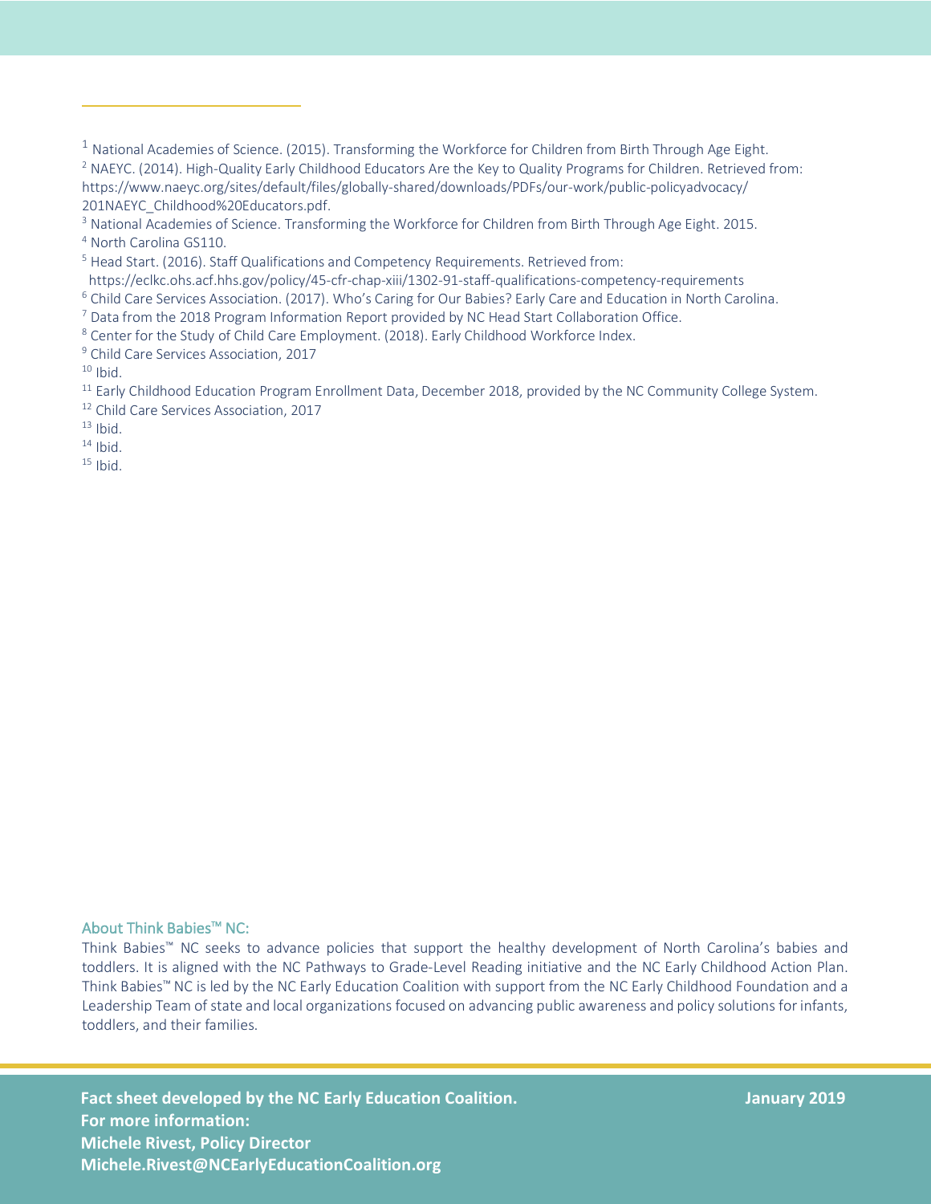[1] National Academies of Science. (2015). Transforming the Workforce for Children from Birth Through Age Eight.

[2] NAEYC. (2014). High-Quality Early Childhood Educators Are the Key to Quality Programs for Children. Retrieved from: https://www.naeyc.org/sites/default/files/globally-shared/downloads/PDFs/our-work/public-policyadvocacy/201NAEYC_Childhood%20Educators.pdf.

[3] National Academies of Science. Transforming the Workforce for Children from Birth Through Age Eight. 2015.

[4] North Carolina GS110.

[5] Head Start. (2016). Staff Qualifications and Competency Requirements. Retrieved from: https://eclkc.ohs.acf.hhs.gov/policy/45-cfr-chap-xiii/1302-91-staff-qualifications-competency-requirements

[6] Child Care Services Association. (2017). Who's Caring for Our Babies? Early Care and Education in North Carolina.

[7] Data from the 2018 Program Information Report provided by NC Head Start Collaboration Office.

[8] Center for the Study of Child Care Employment. (2018). Early Childhood Workforce Index.

[9] Child Care Services Association, 2017

[10] Ibid.

[11] Early Childhood Education Program Enrollment Data, December 2018, provided by the NC Community College System.

[12] Child Care Services Association, 2017

[13] Ibid.

[14] Ibid.

[15] Ibid.

## About Think Babies™ NC:

Think Babies™ NC seeks to advance policies that support the healthy development of North Carolina's babies and toddlers. It is aligned with the NC Pathways to Grade-Level Reading initiative and the NC Early Childhood Action Plan. Think Babies™ NC is led by the NC Early Education Coalition with support from the NC Early Childhood Foundation and a Leadership Team of state and local organizations focused on advancing public awareness and policy solutions for infants, toddlers, and their families.

**Fact sheet developed by the NC Early Education Coalition.** **January 2019**
**For more information:**
**Michele Rivest, Policy Director**
**Michele.Rivest@NCEarlyEducationCoalition.org**